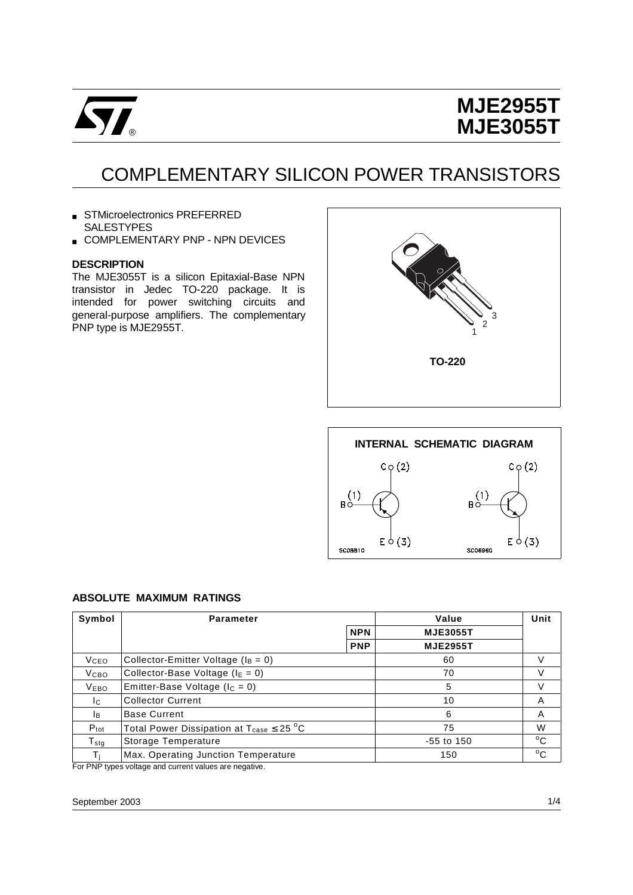# MJE2955T
# MJE3055T

## COMPLEMENTARY SILICON POWER TRANSISTORS

- STMicroelectronics PREFERRED SALESTYPES
- COMPLEMENTARY PNP - NPN DEVICES

### DESCRIPTION

The MJE3055T is a silicon Epitaxial-Base NPN transistor in Jedec TO-220 package. It is intended for power switching circuits and general-purpose amplifiers. The complementary PNP type is MJE2955T.

TO-220

INTERNAL SCHEMATIC DIAGRAM

### ABSOLUTE MAXIMUM RATINGS

| Symbol | Parameter | | Value | Unit |
|---|---|---|---|---|
| | | NPN | MJE3055T | |
| | | PNP | MJE2955T | |
| $V_{CEO}$ | Collector-Emitter Voltage ($I_B = 0$) | | 60 | V |
| $V_{CBO}$ | Collector-Base Voltage ($I_E = 0$) | | 70 | V |
| $V_{EBO}$ | Emitter-Base Voltage ($I_C = 0$) | | 5 | V |
| $I_C$ | Collector Current | | 10 | A |
| $I_B$ | Base Current | | 6 | A |
| $P_{tot}$ | Total Power Dissipation at $T_{case} \leq 25\ ^oC$ | | 75 | W |
| $T_{stg}$ | Storage Temperature | | -55 to 150 | $^oC$ |
| $T_j$ | Max. Operating Junction Temperature | | 150 | $^oC$ |

For PNP types voltage and current values are negative.

September 2003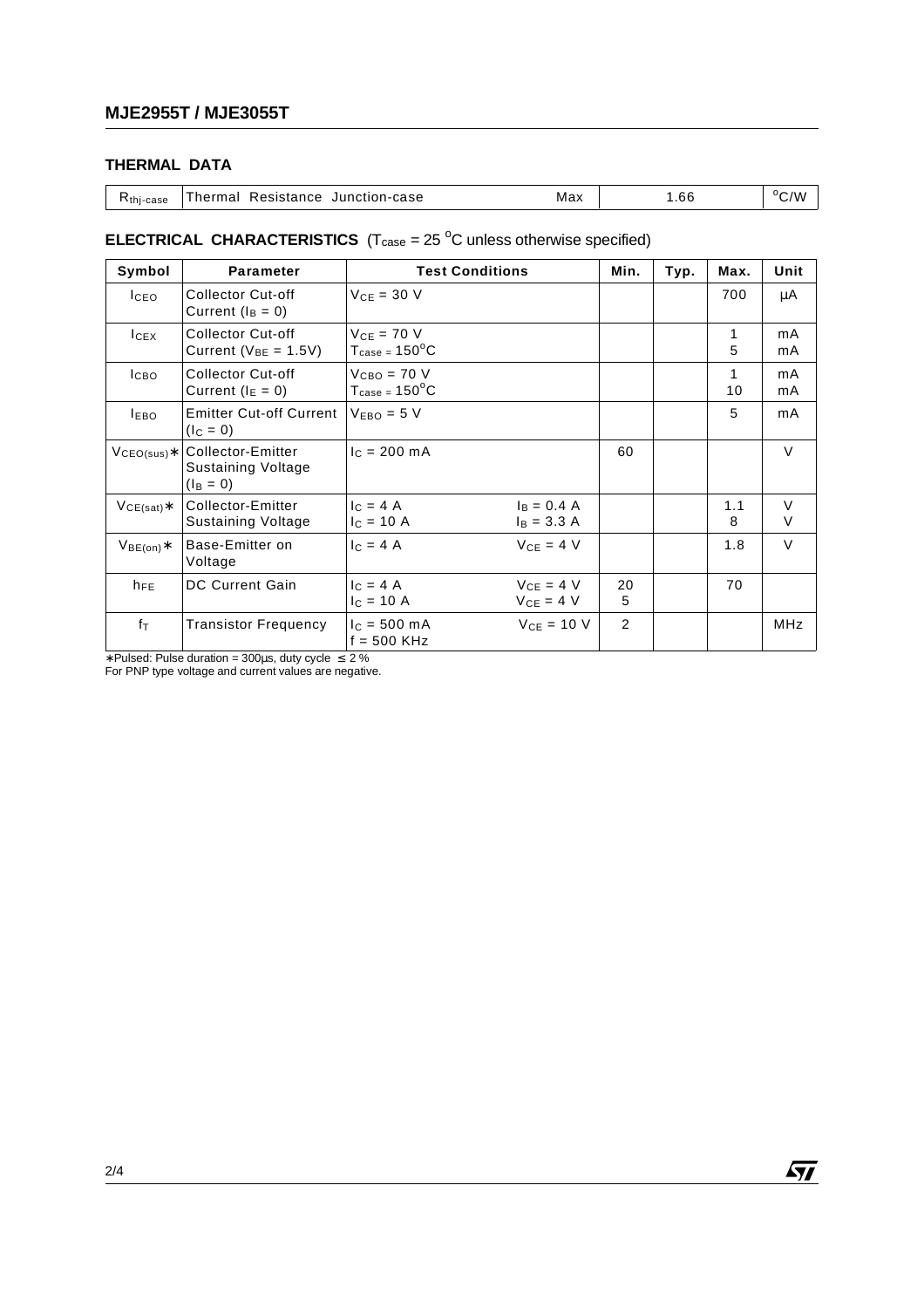## THERMAL DATA

| $R_{thj-case}$ | Thermal Resistance Junction-case | Max | 1.66 | $^{o}C/W$ |
|---|---|---|---|---|

## ELECTRICAL CHARACTERISTICS ($T_{case}$ = 25 $^{o}C$ unless otherwise specified)

| Symbol | Parameter | Test Conditions | | Min. | Typ. | Max. | Unit |
|---|---|---|---|---|---|---|---|
| $I_{CEO}$ | Collector Cut-off Current ($I_B$ = 0) | $V_{CE}$ = 30 V | | | | 700 | μA |
| $I_{CEX}$ | Collector Cut-off Current ($V_{BE}$ = 1.5V) | $V_{CE}$ = 70 V<br>$T_{case}$ = 150$^{o}C$ | | | | 1<br>5 | mA<br>mA |
| $I_{CBO}$ | Collector Cut-off Current ($I_E$ = 0) | $V_{CBO}$ = 70 V<br>$T_{case}$ = 150$^{o}C$ | | | | 1<br>10 | mA<br>mA |
| $I_{EBO}$ | Emitter Cut-off Current ($I_C$ = 0) | $V_{EBO}$ = 5 V | | | | 5 | mA |
| $V_{CEO(sus)}$∗ | Collector-Emitter Sustaining Voltage ($I_B$ = 0) | $I_C$ = 200 mA | | 60 | | | V |
| $V_{CE(sat)}$∗ | Collector-Emitter Sustaining Voltage | $I_C$ = 4 A<br>$I_C$ = 10 A | $I_B$ = 0.4 A<br>$I_B$ = 3.3 A | | | 1.1<br>8 | V<br>V |
| $V_{BE(on)}$∗ | Base-Emitter on Voltage | $I_C$ = 4 A | $V_{CE}$ = 4 V | | | 1.8 | V |
| $h_{FE}$ | DC Current Gain | $I_C$ = 4 A<br>$I_C$ = 10 A | $V_{CE}$ = 4 V<br>$V_{CE}$ = 4 V | 20<br>5 | | 70 | |
| $f_T$ | Transistor Frequency | $I_C$ = 500 mA<br>f = 500 KHz | $V_{CE}$ = 10 V | 2 | | | MHz |

∗Pulsed: Pulse duration = 300μs, duty cycle ≤ 2 %
For PNP type voltage and current values are negative.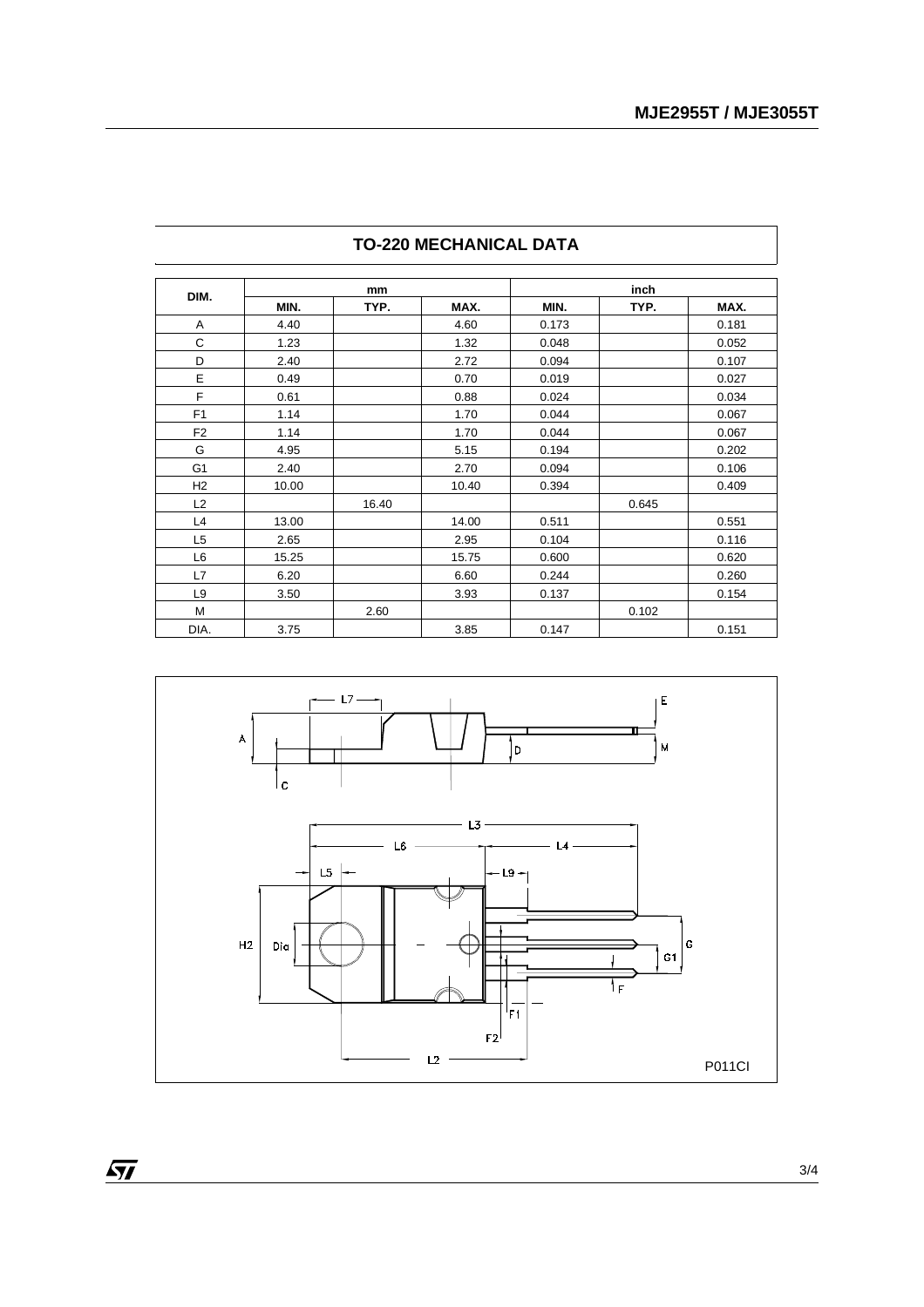## TO-220 MECHANICAL DATA

| DIM. | mm | | | inch | | |
|---|---|---|---|---|---|---|
| | MIN. | TYP. | MAX. | MIN. | TYP. | MAX. |
| A | 4.40 | | 4.60 | 0.173 | | 0.181 |
| C | 1.23 | | 1.32 | 0.048 | | 0.052 |
| D | 2.40 | | 2.72 | 0.094 | | 0.107 |
| E | 0.49 | | 0.70 | 0.019 | | 0.027 |
| F | 0.61 | | 0.88 | 0.024 | | 0.034 |
| F1 | 1.14 | | 1.70 | 0.044 | | 0.067 |
| F2 | 1.14 | | 1.70 | 0.044 | | 0.067 |
| G | 4.95 | | 5.15 | 0.194 | | 0.202 |
| G1 | 2.40 | | 2.70 | 0.094 | | 0.106 |
| H2 | 10.00 | | 10.40 | 0.394 | | 0.409 |
| L2 | | 16.40 | | | 0.645 | |
| L4 | 13.00 | | 14.00 | 0.511 | | 0.551 |
| L5 | 2.65 | | 2.95 | 0.104 | | 0.116 |
| L6 | 15.25 | | 15.75 | 0.600 | | 0.620 |
| L7 | 6.20 | | 6.60 | 0.244 | | 0.260 |
| L9 | 3.50 | | 3.93 | 0.137 | | 0.154 |
| M | | 2.60 | | | 0.102 | |
| DIA. | 3.75 | | 3.85 | 0.147 | | 0.151 |

P011CI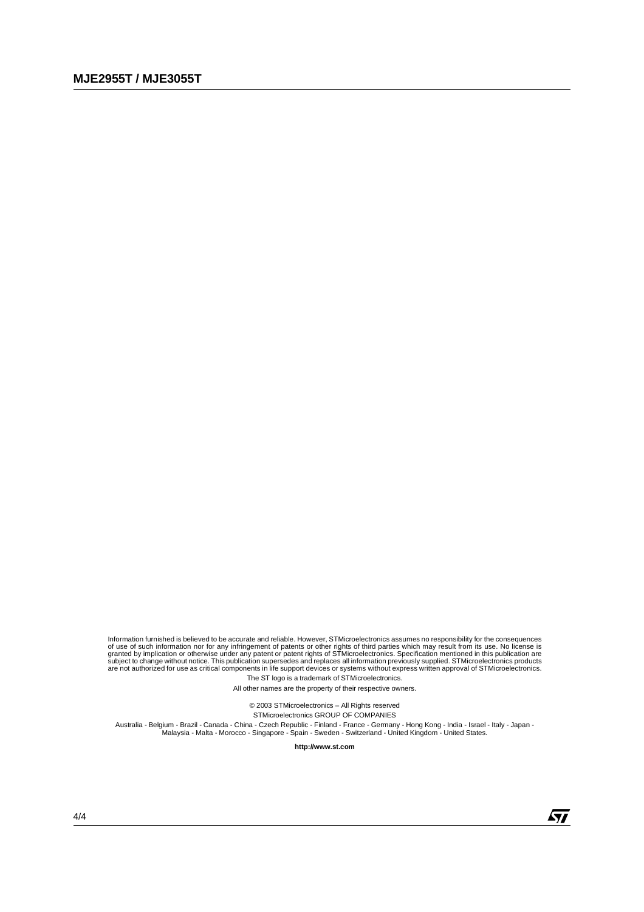Information furnished is believed to be accurate and reliable. However, STMicroelectronics assumes no responsibility for the consequences of use of such information nor for any infringement of patents or other rights of third parties which may result from its use. No license is granted by implication or otherwise under any patent or patent rights of STMicroelectronics. Specification mentioned in this publication are subject to change without notice. This publication supersedes and replaces all information previously supplied. STMicroelectronics products are not authorized for use as critical components in life support devices or systems without express written approval of STMicroelectronics.

The ST logo is a trademark of STMicroelectronics.

All other names are the property of their respective owners.

© 2003 STMicroelectronics – All Rights reserved

STMicroelectronics GROUP OF COMPANIES

Australia - Belgium - Brazil - Canada - China - Czech Republic - Finland - France - Germany - Hong Kong - India - Israel - Italy - Japan - Malaysia - Malta - Morocco - Singapore - Spain - Sweden - Switzerland - United Kingdom - United States.

**http://www.st.com**